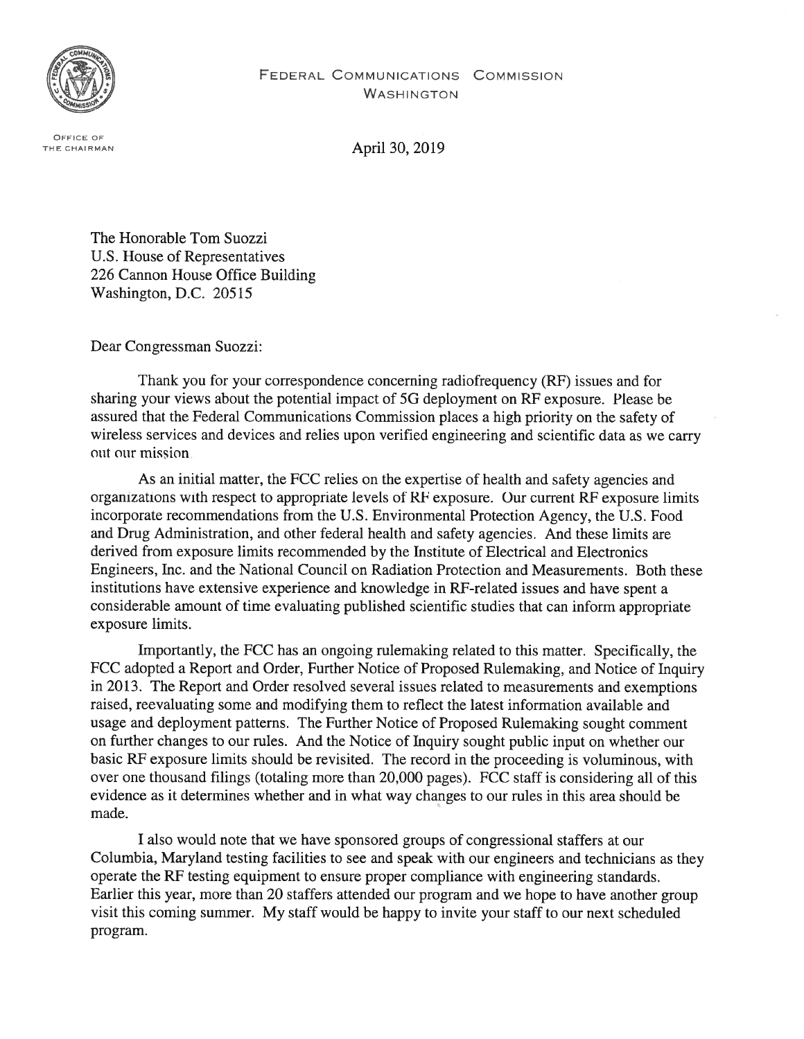FEDERAL COMMUNICATIONS COMMISSION
WASHINGTON

OFFICE OF
THE CHAIRMAN

April 30, 2019

The Honorable Tom Suozzi
U.S. House of Representatives
226 Cannon House Office Building
Washington, D.C. 20515

Dear Congressman Suozzi:

Thank you for your correspondence concerning radiofrequency (RF) issues and for sharing your views about the potential impact of 5G deployment on RF exposure. Please be assured that the Federal Communications Commission places a high priority on the safety of wireless services and devices and relies upon verified engineering and scientific data as we carry out our mission.

As an initial matter, the FCC relies on the expertise of health and safety agencies and organizations with respect to appropriate levels of RF exposure. Our current RF exposure limits incorporate recommendations from the U.S. Environmental Protection Agency, the U.S. Food and Drug Administration, and other federal health and safety agencies. And these limits are derived from exposure limits recommended by the Institute of Electrical and Electronics Engineers, Inc. and the National Council on Radiation Protection and Measurements. Both these institutions have extensive experience and knowledge in RF-related issues and have spent a considerable amount of time evaluating published scientific studies that can inform appropriate exposure limits.

Importantly, the FCC has an ongoing rulemaking related to this matter. Specifically, the FCC adopted a Report and Order, Further Notice of Proposed Rulemaking, and Notice of Inquiry in 2013. The Report and Order resolved several issues related to measurements and exemptions raised, reevaluating some and modifying them to reflect the latest information available and usage and deployment patterns. The Further Notice of Proposed Rulemaking sought comment on further changes to our rules. And the Notice of Inquiry sought public input on whether our basic RF exposure limits should be revisited. The record in the proceeding is voluminous, with over one thousand filings (totaling more than 20,000 pages). FCC staff is considering all of this evidence as it determines whether and in what way changes to our rules in this area should be made.

I also would note that we have sponsored groups of congressional staffers at our Columbia, Maryland testing facilities to see and speak with our engineers and technicians as they operate the RF testing equipment to ensure proper compliance with engineering standards. Earlier this year, more than 20 staffers attended our program and we hope to have another group visit this coming summer. My staff would be happy to invite your staff to our next scheduled program.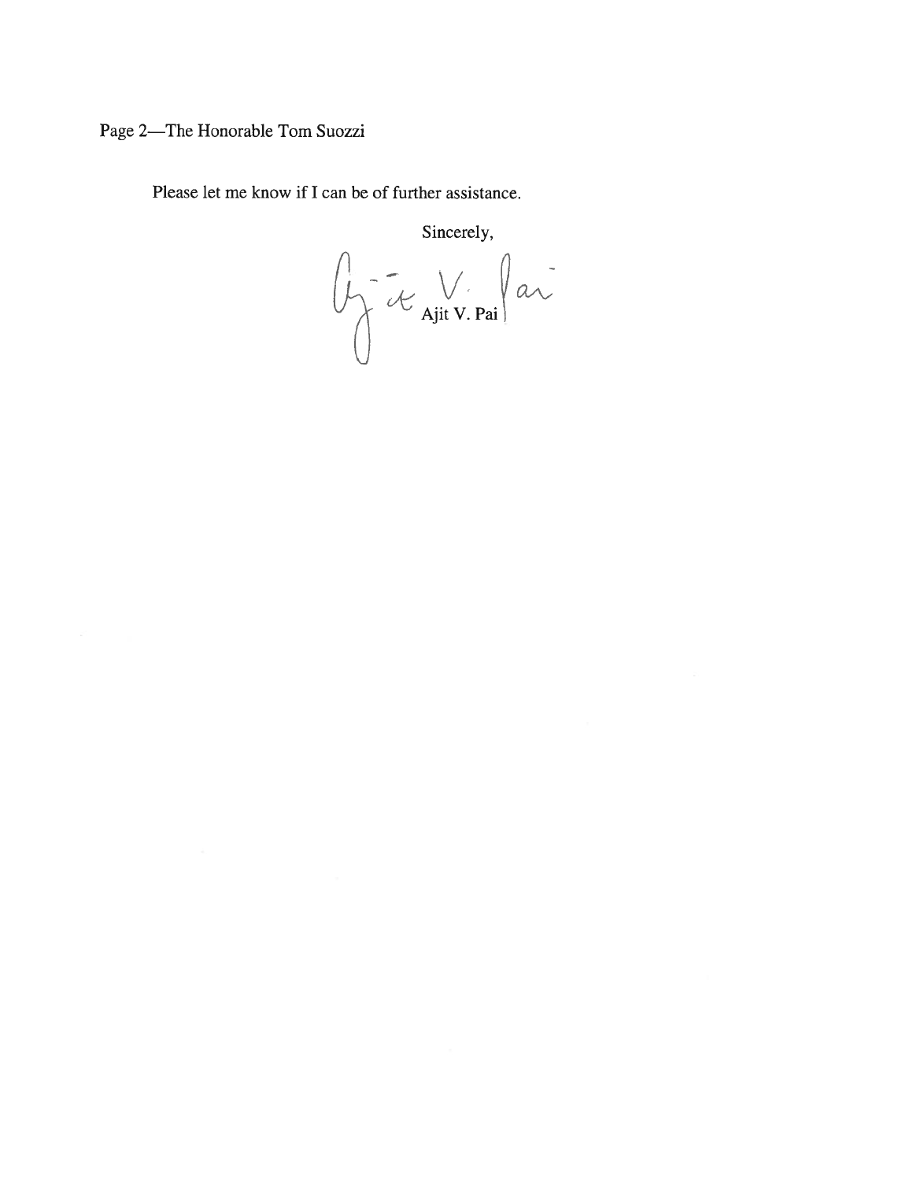Page 2—The Honorable Tom Suozzi

Please let me know if I can be of further assistance.

Sincerely,

Ajit V. Pai